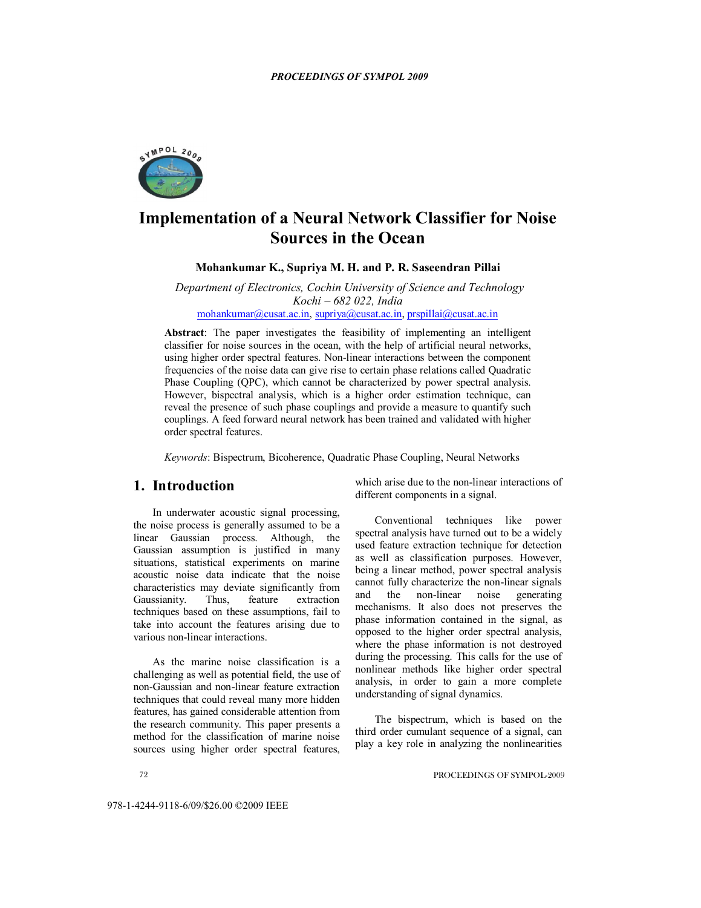# Implementation of a Neural Network Classifier for Noise Sources in the Ocean

**Mohankumar K., Supriya M. H. and P. R. Saseendran Pillai**

*Department of Electronics, Cochin University of Science and Technology*
*Kochi – 682 022, India*
mohankumar@cusat.ac.in, supriya@cusat.ac.in, prspillai@cusat.ac.in

**Abstract**: The paper investigates the feasibility of implementing an intelligent classifier for noise sources in the ocean, with the help of artificial neural networks, using higher order spectral features. Non-linear interactions between the component frequencies of the noise data can give rise to certain phase relations called Quadratic Phase Coupling (QPC), which cannot be characterized by power spectral analysis. However, bispectral analysis, which is a higher order estimation technique, can reveal the presence of such phase couplings and provide a measure to quantify such couplings. A feed forward neural network has been trained and validated with higher order spectral features.

*Keywords*: Bispectrum, Bicoherence, Quadratic Phase Coupling, Neural Networks

## 1. Introduction

In underwater acoustic signal processing, the noise process is generally assumed to be a linear Gaussian process. Although, the Gaussian assumption is justified in many situations, statistical experiments on marine acoustic noise data indicate that the noise characteristics may deviate significantly from Gaussianity. Thus, feature extraction techniques based on these assumptions, fail to take into account the features arising due to various non-linear interactions.

As the marine noise classification is a challenging as well as potential field, the use of non-Gaussian and non-linear feature extraction techniques that could reveal many more hidden features, has gained considerable attention from the research community. This paper presents a method for the classification of marine noise sources using higher order spectral features, which arise due to the non-linear interactions of different components in a signal.

Conventional techniques like power spectral analysis have turned out to be a widely used feature extraction technique for detection as well as classification purposes. However, being a linear method, power spectral analysis cannot fully characterize the non-linear signals and the non-linear noise generating mechanisms. It also does not preserves the phase information contained in the signal, as opposed to the higher order spectral analysis, where the phase information is not destroyed during the processing. This calls for the use of nonlinear methods like higher order spectral analysis, in order to gain a more complete understanding of signal dynamics.

The bispectrum, which is based on the third order cumulant sequence of a signal, can play a key role in analyzing the nonlinearities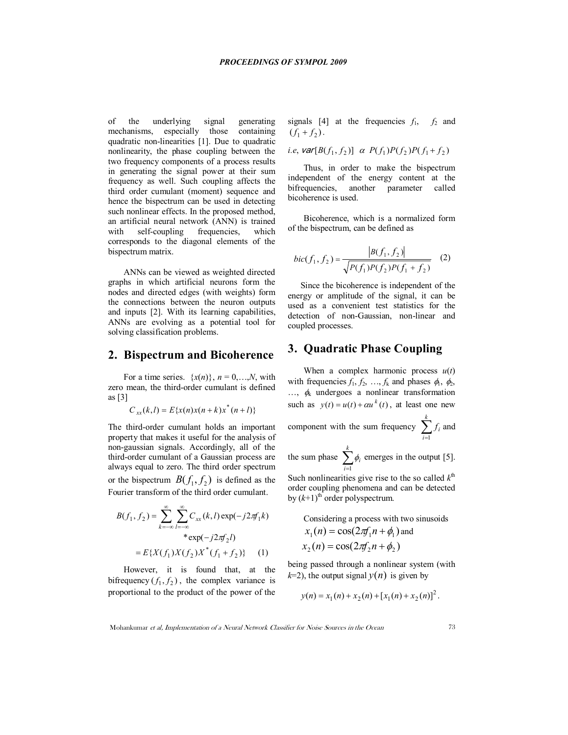of the underlying signal generating mechanisms, especially those containing quadratic non-linearities [1]. Due to quadratic nonlinearity, the phase coupling between the two frequency components of a process results in generating the signal power at their sum frequency as well. Such coupling affects the third order cumulant (moment) sequence and hence the bispectrum can be used in detecting such nonlinear effects. In the proposed method, an artificial neural network (ANN) is trained with self-coupling frequencies, which corresponds to the diagonal elements of the bispectrum matrix.

ANNs can be viewed as weighted directed graphs in which artificial neurons form the nodes and directed edges (with weights) form the connections between the neuron outputs and inputs [2]. With its learning capabilities, ANNs are evolving as a potential tool for solving classification problems.

## 2. Bispectrum and Bicoherence

For a time series. $\{x(n)\}$, $n = 0,\ldots,N$, with zero mean, the third-order cumulant is defined as [3]

$$C_{xx}(k,l) = E\{x(n)x(n+k)x^{*}(n+l)\}$$

The third-order cumulant holds an important property that makes it useful for the analysis of non-gaussian signals. Accordingly, all of the third-order cumulant of a Gaussian process are always equal to zero. The third order spectrum or the bispectrum $B(f_1, f_2)$ is defined as the Fourier transform of the third order cumulant.

$$\begin{aligned} B(f_1,f_2) &= \sum_{k=-\infty}^{\infty}\sum_{l=-\infty}^{\infty} C_{xx}(k,l)\exp(-j2\pi f_1 k) \\ &\quad *\exp(-j2\pi f_2 l) \\ &= E\{X(f_1)X(f_2)X^{*}(f_1+f_2)\} \quad (1) \end{aligned}$$

However, it is found that, at the bifrequency $(f_1, f_2)$, the complex variance is proportional to the product of the power of the signals [4] at the frequencies $f_1$, $f_2$ and $(f_1+f_2)$.

*i.e*, $var[B(f_1,f_2)] \;\alpha\; P(f_1)P(f_2)P(f_1+f_2)$

Thus, in order to make the bispectrum independent of the energy content at the bifrequencies, another parameter called bicoherence is used.

Bicoherence, which is a normalized form of the bispectrum, can be defined as

$$bic(f_1,f_2) = \frac{|B(f_1,f_2)|}{\sqrt{P(f_1)P(f_2)P(f_1+f_2)}} \quad (2)$$

Since the bicoherence is independent of the energy or amplitude of the signal, it can be used as a convenient test statistics for the detection of non-Gaussian, non-linear and coupled processes.

## 3. Quadratic Phase Coupling

When a complex harmonic process $u(t)$ with frequencies $f_1, f_2, \ldots, f_k$ and phases $\phi_1, \phi_2, \ldots, \phi_k$ undergoes a nonlinear transformation such as $y(t) = u(t) + \alpha u^{k}(t)$, at least one new component with the sum frequency $\sum_{i=1}^{k} f_i$ and the sum phase $\sum_{i=1}^{k} \phi_i$ emerges in the output [5]. Such nonlinearities give rise to the so called $k^{th}$ order coupling phenomena and can be detected by $(k+1)^{th}$ order polyspectrum.

Considering a process with two sinusoids $x_1(n) = \cos(2\pi f_1 n + \phi_1)$ and $x_2(n) = \cos(2\pi f_2 n + \phi_2)$ being passed through a nonlinear system (with $k$=2), the output signal $y(n)$ is given by

$$y(n) = x_1(n) + x_2(n) + [x_1(n) + x_2(n)]^2.$$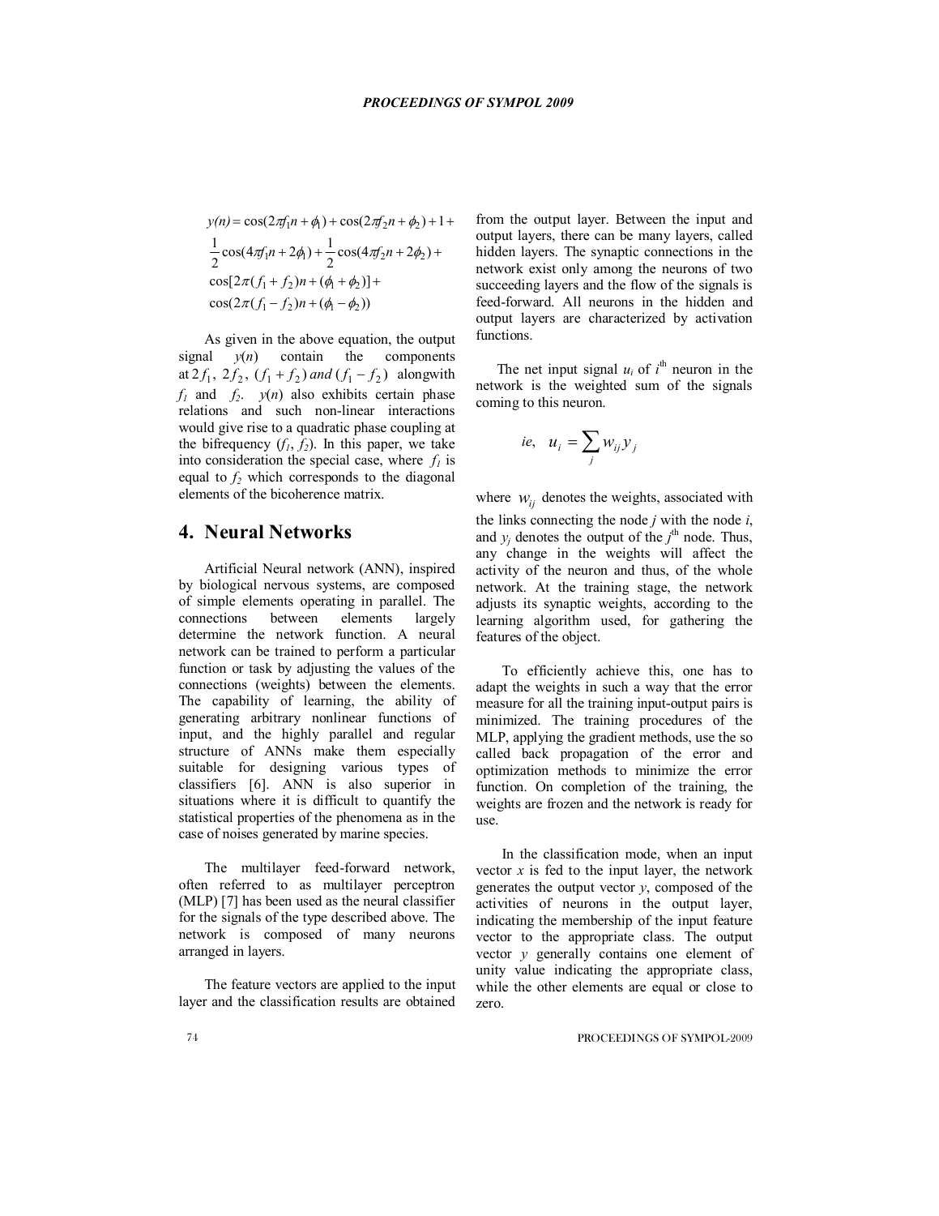$$
\begin{aligned}
y(n) = {} & \cos(2\pi f_1 n + \phi_1) + \cos(2\pi f_2 n + \phi_2) + 1 + \\
& \frac{1}{2}\cos(4\pi f_1 n + 2\phi_1) + \frac{1}{2}\cos(4\pi f_2 n + 2\phi_2) + \\
& \cos[2\pi(f_1 + f_2)n + (\phi_1 + \phi_2)] + \\
& \cos(2\pi(f_1 - f_2)n + (\phi_1 - \phi_2))
\end{aligned}
$$

As given in the above equation, the output signal $y(n)$ contain the components at $2f_1$, $2f_2$, $(f_1 + f_2)$ *and* $(f_1 - f_2)$ alongwith $f_1$ and $f_2$. $y(n)$ also exhibits certain phase relations and such non-linear interactions would give rise to a quadratic phase coupling at the bifrequency $(f_1, f_2)$. In this paper, we take into consideration the special case, where $f_1$ is equal to $f_2$ which corresponds to the diagonal elements of the bicoherence matrix.

## 4. Neural Networks

Artificial Neural network (ANN), inspired by biological nervous systems, are composed of simple elements operating in parallel. The connections between elements largely determine the network function. A neural network can be trained to perform a particular function or task by adjusting the values of the connections (weights) between the elements. The capability of learning, the ability of generating arbitrary nonlinear functions of input, and the highly parallel and regular structure of ANNs make them especially suitable for designing various types of classifiers [6]. ANN is also superior in situations where it is difficult to quantify the statistical properties of the phenomena as in the case of noises generated by marine species.

The multilayer feed-forward network, often referred to as multilayer perceptron (MLP) [7] has been used as the neural classifier for the signals of the type described above. The network is composed of many neurons arranged in layers.

The feature vectors are applied to the input layer and the classification results are obtained from the output layer. Between the input and output layers, there can be many layers, called hidden layers. The synaptic connections in the network exist only among the neurons of two succeeding layers and the flow of the signals is feed-forward. All neurons in the hidden and output layers are characterized by activation functions.

The net input signal $u_i$ of $i^{th}$ neuron in the network is the weighted sum of the signals coming to this neuron.

$$ie, \quad u_i = \sum_j w_{ij} y_j$$

where $w_{ij}$ denotes the weights, associated with the links connecting the node $j$ with the node $i$, and $y_j$ denotes the output of the $j^{th}$ node. Thus, any change in the weights will affect the activity of the neuron and thus, of the whole network. At the training stage, the network adjusts its synaptic weights, according to the learning algorithm used, for gathering the features of the object.

To efficiently achieve this, one has to adapt the weights in such a way that the error measure for all the training input-output pairs is minimized. The training procedures of the MLP, applying the gradient methods, use the so called back propagation of the error and optimization methods to minimize the error function. On completion of the training, the weights are frozen and the network is ready for use.

In the classification mode, when an input vector $x$ is fed to the input layer, the network generates the output vector $y$, composed of the activities of neurons in the output layer, indicating the membership of the input feature vector to the appropriate class. The output vector $y$ generally contains one element of unity value indicating the appropriate class, while the other elements are equal or close to zero.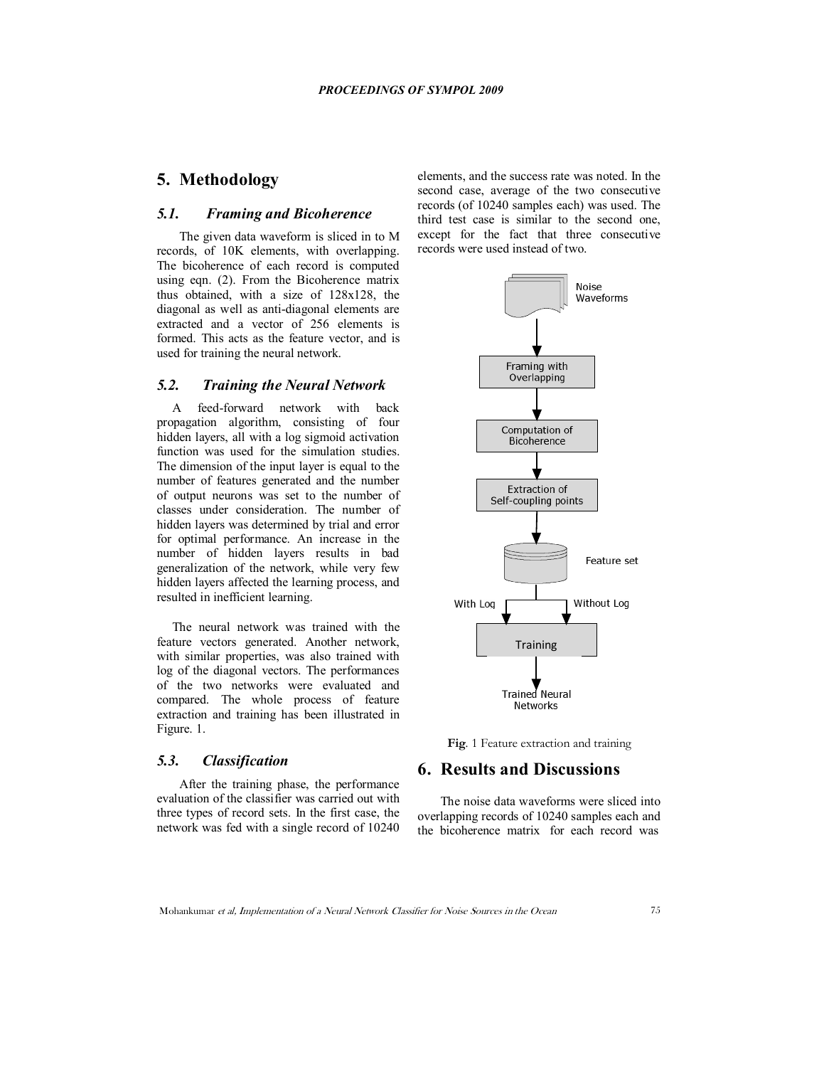## 5. Methodology

### *5.1. Framing and Bicoherence*

The given data waveform is sliced in to M records, of 10K elements, with overlapping. The bicoherence of each record is computed using eqn. (2). From the Bicoherence matrix thus obtained, with a size of 128x128, the diagonal as well as anti-diagonal elements are extracted and a vector of 256 elements is formed. This acts as the feature vector, and is used for training the neural network.

### *5.2. Training the Neural Network*

A feed-forward network with back propagation algorithm, consisting of four hidden layers, all with a log sigmoid activation function was used for the simulation studies. The dimension of the input layer is equal to the number of features generated and the number of output neurons was set to the number of classes under consideration. The number of hidden layers was determined by trial and error for optimal performance. An increase in the number of hidden layers results in bad generalization of the network, while very few hidden layers affected the learning process, and resulted in inefficient learning.

The neural network was trained with the feature vectors generated. Another network, with similar properties, was also trained with log of the diagonal vectors. The performances of the two networks were evaluated and compared. The whole process of feature extraction and training has been illustrated in Figure. 1.

### *5.3. Classification*

After the training phase, the performance evaluation of the classifier was carried out with three types of record sets. In the first case, the network was fed with a single record of 10240 elements, and the success rate was noted. In the second case, average of the two consecutive records (of 10240 samples each) was used. The third test case is similar to the second one, except for the fact that three consecutive records were used instead of two.

Noise Waveforms → Framing with Overlapping → Computation of Bicoherence → Extraction of Self-coupling points → Feature set → (With Log / Without Log) → Training → Trained Neural Networks

**Fig**. 1 Feature extraction and training

## 6. Results and Discussions

The noise data waveforms were sliced into overlapping records of 10240 samples each and the bicoherence matrix for each record was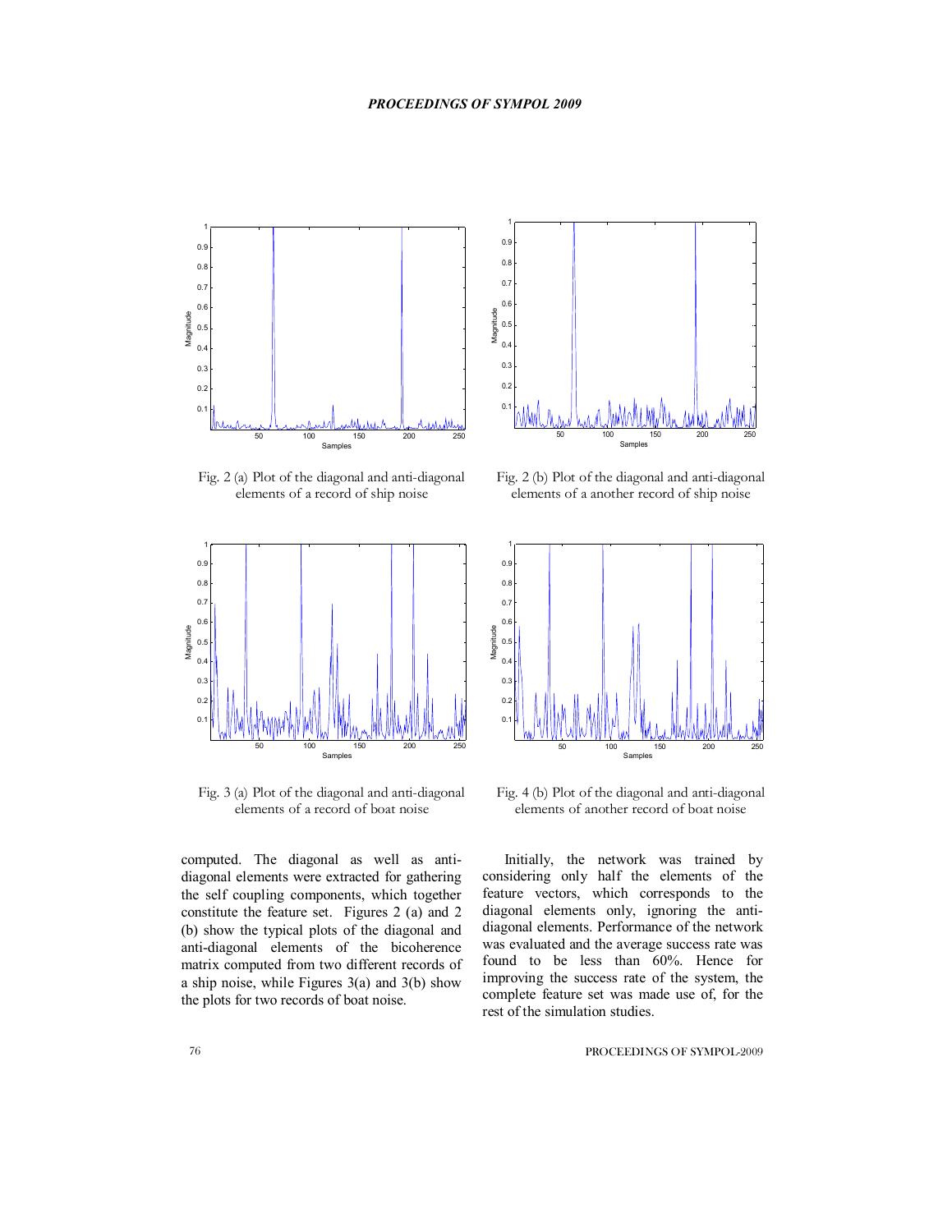Fig. 2 (a) Plot of the diagonal and anti-diagonal elements of a record of ship noise

Fig. 2 (b) Plot of the diagonal and anti-diagonal elements of a another record of ship noise

Fig. 3 (a) Plot of the diagonal and anti-diagonal elements of a record of boat noise

Fig. 4 (b) Plot of the diagonal and anti-diagonal elements of another record of boat noise

computed. The diagonal as well as anti-diagonal elements were extracted for gathering the self coupling components, which together constitute the feature set. Figures 2 (a) and 2 (b) show the typical plots of the diagonal and anti-diagonal elements of the bicoherence matrix computed from two different records of a ship noise, while Figures 3(a) and 3(b) show the plots for two records of boat noise.

Initially, the network was trained by considering only half the elements of the feature vectors, which corresponds to the diagonal elements only, ignoring the anti-diagonal elements. Performance of the network was evaluated and the average success rate was found to be less than 60%. Hence for improving the success rate of the system, the complete feature set was made use of, for the rest of the simulation studies.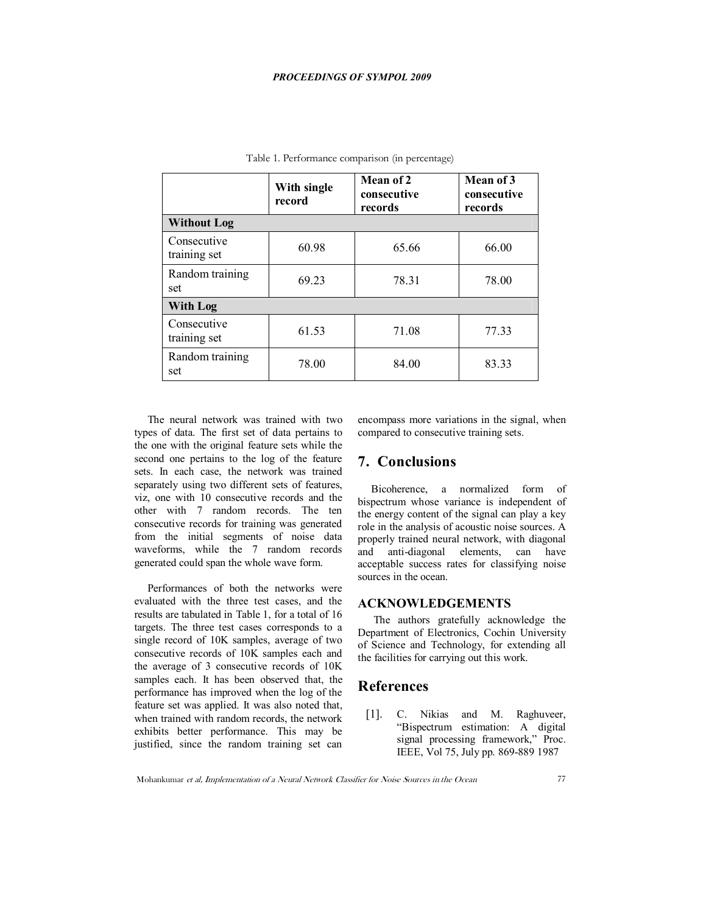Table 1. Performance comparison (in percentage)

| | With single record | Mean of 2 consecutive records | Mean of 3 consecutive records |
|---|---|---|---|
| **Without Log** | | | |
| Consecutive training set | 60.98 | 65.66 | 66.00 |
| Random training set | 69.23 | 78.31 | 78.00 |
| **With Log** | | | |
| Consecutive training set | 61.53 | 71.08 | 77.33 |
| Random training set | 78.00 | 84.00 | 83.33 |

The neural network was trained with two types of data. The first set of data pertains to the one with the original feature sets while the second one pertains to the log of the feature sets. In each case, the network was trained separately using two different sets of features, viz, one with 10 consecutive records and the other with 7 random records. The ten consecutive records for training was generated from the initial segments of noise data waveforms, while the 7 random records generated could span the whole wave form.

Performances of both the networks were evaluated with the three test cases, and the results are tabulated in Table 1, for a total of 16 targets. The three test cases corresponds to a single record of 10K samples, average of two consecutive records of 10K samples each and the average of 3 consecutive records of 10K samples each. It has been observed that, the performance has improved when the log of the feature set was applied. It was also noted that, when trained with random records, the network exhibits better performance. This may be justified, since the random training set can encompass more variations in the signal, when compared to consecutive training sets.

## 7. Conclusions

Bicoherence, a normalized form of bispectrum whose variance is independent of the energy content of the signal can play a key role in the analysis of acoustic noise sources. A properly trained neural network, with diagonal and anti-diagonal elements, can have acceptable success rates for classifying noise sources in the ocean.

### ACKNOWLEDGEMENTS

The authors gratefully acknowledge the Department of Electronics, Cochin University of Science and Technology, for extending all the facilities for carrying out this work.

## References

[1]. C. Nikias and M. Raghuveer, "Bispectrum estimation: A digital signal processing framework," Proc. IEEE, Vol 75, July pp. 869-889 1987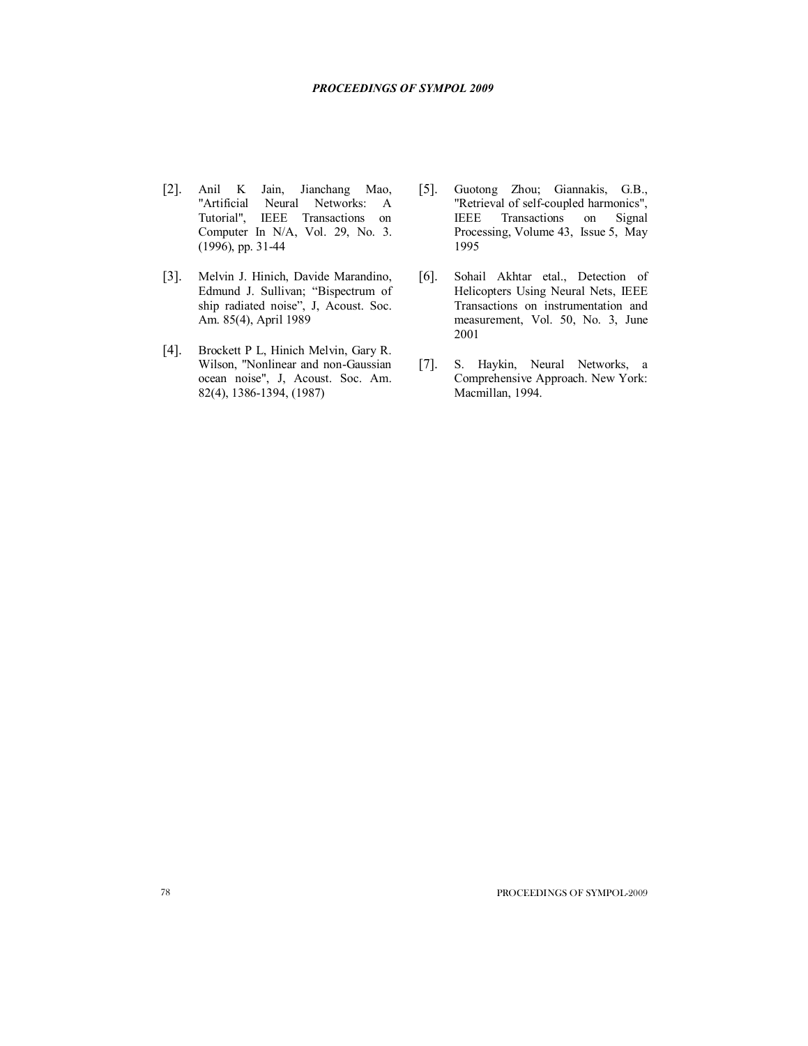[2]. Anil K Jain, Jianchang Mao, "Artificial Neural Networks: A Tutorial", IEEE Transactions on Computer In N/A, Vol. 29, No. 3. (1996), pp. 31-44

[3]. Melvin J. Hinich, Davide Marandino, Edmund J. Sullivan; "Bispectrum of ship radiated noise", J, Acoust. Soc. Am. 85(4), April 1989

[4]. Brockett P L, Hinich Melvin, Gary R. Wilson, "Nonlinear and non-Gaussian ocean noise", J, Acoust. Soc. Am. 82(4), 1386-1394, (1987)

[5]. Guotong Zhou; Giannakis, G.B., "Retrieval of self-coupled harmonics", IEEE Transactions on Signal Processing, Volume 43, Issue 5, May 1995

[6]. Sohail Akhtar etal., Detection of Helicopters Using Neural Nets, IEEE Transactions on instrumentation and measurement, Vol. 50, No. 3, June 2001

[7]. S. Haykin, Neural Networks, a Comprehensive Approach. New York: Macmillan, 1994.